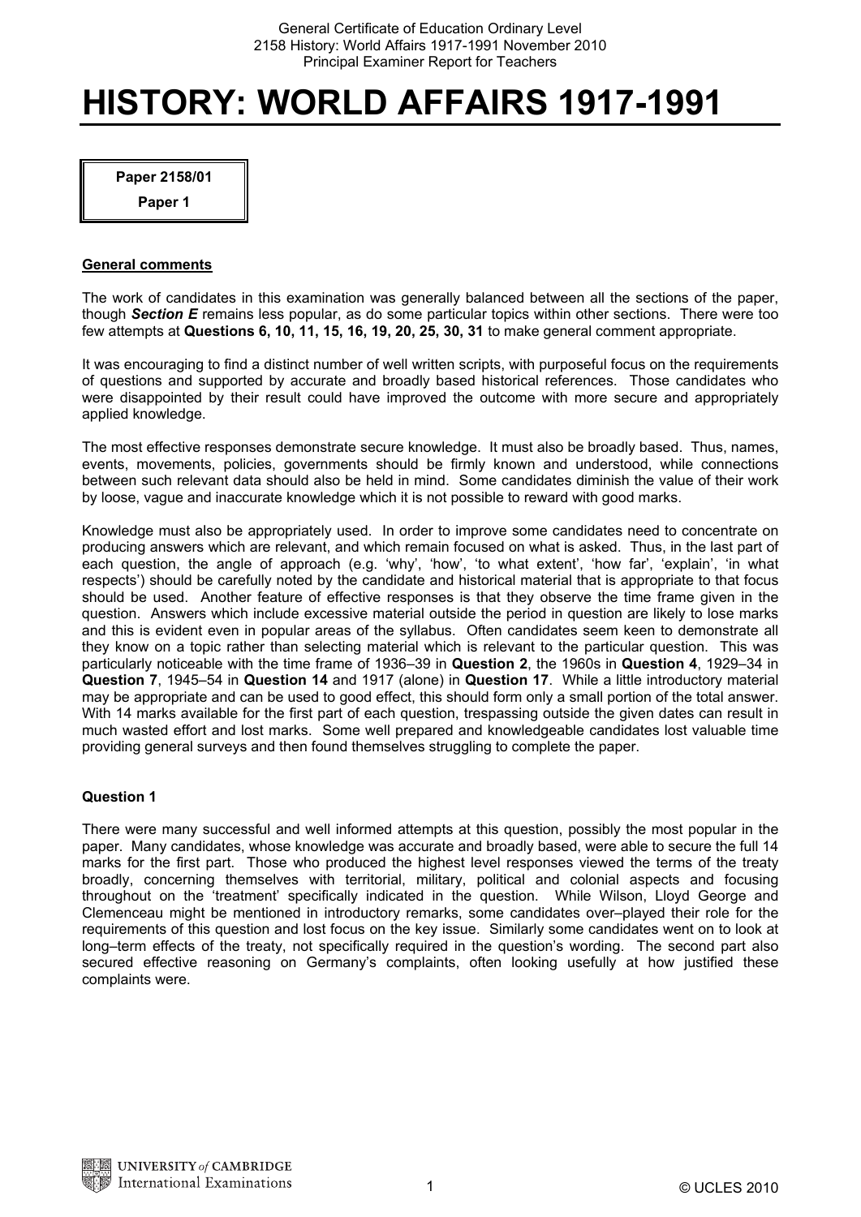# HISTORY: WORLD AFFAIRS 1917-1991

**Paper 2158/01**

**Paper 1**

## General comments

The work of candidates in this examination was generally balanced between all the sections of the paper, though ***Section E*** remains less popular, as do some particular topics within other sections. There were too few attempts at **Questions 6, 10, 11, 15, 16, 19, 20, 25, 30, 31** to make general comment appropriate.

It was encouraging to find a distinct number of well written scripts, with purposeful focus on the requirements of questions and supported by accurate and broadly based historical references. Those candidates who were disappointed by their result could have improved the outcome with more secure and appropriately applied knowledge.

The most effective responses demonstrate secure knowledge. It must also be broadly based. Thus, names, events, movements, policies, governments should be firmly known and understood, while connections between such relevant data should also be held in mind. Some candidates diminish the value of their work by loose, vague and inaccurate knowledge which it is not possible to reward with good marks.

Knowledge must also be appropriately used. In order to improve some candidates need to concentrate on producing answers which are relevant, and which remain focused on what is asked. Thus, in the last part of each question, the angle of approach (e.g. 'why', 'how', 'to what extent', 'how far', 'explain', 'in what respects') should be carefully noted by the candidate and historical material that is appropriate to that focus should be used. Another feature of effective responses is that they observe the time frame given in the question. Answers which include excessive material outside the period in question are likely to lose marks and this is evident even in popular areas of the syllabus. Often candidates seem keen to demonstrate all they know on a topic rather than selecting material which is relevant to the particular question. This was particularly noticeable with the time frame of 1936–39 in **Question 2**, the 1960s in **Question 4**, 1929–34 in **Question 7**, 1945–54 in **Question 14** and 1917 (alone) in **Question 17**. While a little introductory material may be appropriate and can be used to good effect, this should form only a small portion of the total answer. With 14 marks available for the first part of each question, trespassing outside the given dates can result in much wasted effort and lost marks. Some well prepared and knowledgeable candidates lost valuable time providing general surveys and then found themselves struggling to complete the paper.

### Question 1

There were many successful and well informed attempts at this question, possibly the most popular in the paper. Many candidates, whose knowledge was accurate and broadly based, were able to secure the full 14 marks for the first part. Those who produced the highest level responses viewed the terms of the treaty broadly, concerning themselves with territorial, military, political and colonial aspects and focusing throughout on the 'treatment' specifically indicated in the question. While Wilson, Lloyd George and Clemenceau might be mentioned in introductory remarks, some candidates over–played their role for the requirements of this question and lost focus on the key issue. Similarly some candidates went on to look at long–term effects of the treaty, not specifically required in the question's wording. The second part also secured effective reasoning on Germany's complaints, often looking usefully at how justified these complaints were.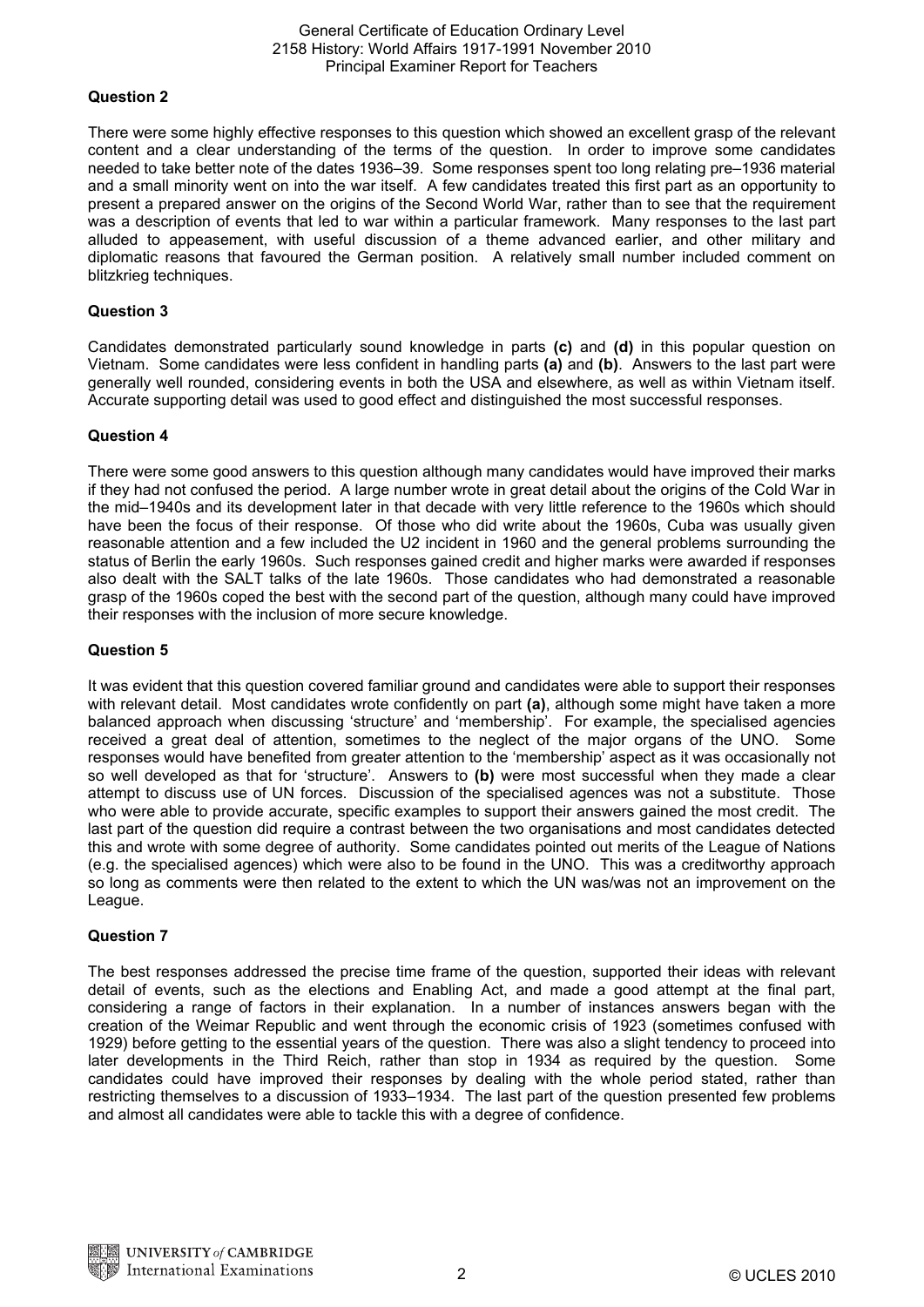### Question 2

There were some highly effective responses to this question which showed an excellent grasp of the relevant content and a clear understanding of the terms of the question. In order to improve some candidates needed to take better note of the dates 1936–39. Some responses spent too long relating pre–1936 material and a small minority went on into the war itself. A few candidates treated this first part as an opportunity to present a prepared answer on the origins of the Second World War, rather than to see that the requirement was a description of events that led to war within a particular framework. Many responses to the last part alluded to appeasement, with useful discussion of a theme advanced earlier, and other military and diplomatic reasons that favoured the German position. A relatively small number included comment on blitzkrieg techniques.

### Question 3

Candidates demonstrated particularly sound knowledge in parts **(c)** and **(d)** in this popular question on Vietnam. Some candidates were less confident in handling parts **(a)** and **(b)**. Answers to the last part were generally well rounded, considering events in both the USA and elsewhere, as well as within Vietnam itself. Accurate supporting detail was used to good effect and distinguished the most successful responses.

### Question 4

There were some good answers to this question although many candidates would have improved their marks if they had not confused the period. A large number wrote in great detail about the origins of the Cold War in the mid–1940s and its development later in that decade with very little reference to the 1960s which should have been the focus of their response. Of those who did write about the 1960s, Cuba was usually given reasonable attention and a few included the U2 incident in 1960 and the general problems surrounding the status of Berlin the early 1960s. Such responses gained credit and higher marks were awarded if responses also dealt with the SALT talks of the late 1960s. Those candidates who had demonstrated a reasonable grasp of the 1960s coped the best with the second part of the question, although many could have improved their responses with the inclusion of more secure knowledge.

### Question 5

It was evident that this question covered familiar ground and candidates were able to support their responses with relevant detail. Most candidates wrote confidently on part **(a)**, although some might have taken a more balanced approach when discussing 'structure' and 'membership'. For example, the specialised agencies received a great deal of attention, sometimes to the neglect of the major organs of the UNO. Some responses would have benefited from greater attention to the 'membership' aspect as it was occasionally not so well developed as that for 'structure'. Answers to **(b)** were most successful when they made a clear attempt to discuss use of UN forces. Discussion of the specialised agences was not a substitute. Those who were able to provide accurate, specific examples to support their answers gained the most credit. The last part of the question did require a contrast between the two organisations and most candidates detected this and wrote with some degree of authority. Some candidates pointed out merits of the League of Nations (e.g. the specialised agencies) which were also to be found in the UNO. This was a creditworthy approach so long as comments were then related to the extent to which the UN was/was not an improvement on the League.

### Question 7

The best responses addressed the precise time frame of the question, supported their ideas with relevant detail of events, such as the elections and Enabling Act, and made a good attempt at the final part, considering a range of factors in their explanation. In a number of instances answers began with the creation of the Weimar Republic and went through the economic crisis of 1923 (sometimes confused with 1929) before getting to the essential years of the question. There was also a slight tendency to proceed into later developments in the Third Reich, rather than stop in 1934 as required by the question. Some candidates could have improved their responses by dealing with the whole period stated, rather than restricting themselves to a discussion of 1933–1934. The last part of the question presented few problems and almost all candidates were able to tackle this with a degree of confidence.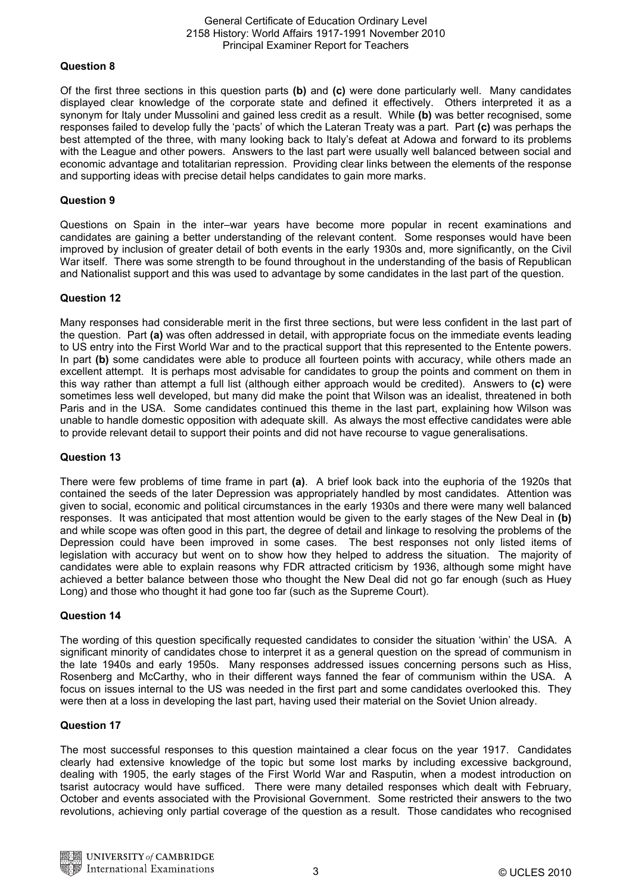### Question 8

Of the first three sections in this question parts **(b)** and **(c)** were done particularly well. Many candidates displayed clear knowledge of the corporate state and defined it effectively. Others interpreted it as a synonym for Italy under Mussolini and gained less credit as a result. While **(b)** was better recognised, some responses failed to develop fully the 'pacts' of which the Lateran Treaty was a part. Part **(c)** was perhaps the best attempted of the three, with many looking back to Italy's defeat at Adowa and forward to its problems with the League and other powers. Answers to the last part were usually well balanced between social and economic advantage and totalitarian repression. Providing clear links between the elements of the response and supporting ideas with precise detail helps candidates to gain more marks.

### Question 9

Questions on Spain in the inter–war years have become more popular in recent examinations and candidates are gaining a better understanding of the relevant content. Some responses would have been improved by inclusion of greater detail of both events in the early 1930s and, more significantly, on the Civil War itself. There was some strength to be found throughout in the understanding of the basis of Republican and Nationalist support and this was used to advantage by some candidates in the last part of the question.

### Question 12

Many responses had considerable merit in the first three sections, but were less confident in the last part of the question. Part **(a)** was often addressed in detail, with appropriate focus on the immediate events leading to US entry into the First World War and to the practical support that this represented to the Entente powers. In part **(b)** some candidates were able to produce all fourteen points with accuracy, while others made an excellent attempt. It is perhaps most advisable for candidates to group the points and comment on them in this way rather than attempt a full list (although either approach would be credited). Answers to **(c)** were sometimes less well developed, but many did make the point that Wilson was an idealist, threatened in both Paris and in the USA. Some candidates continued this theme in the last part, explaining how Wilson was unable to handle domestic opposition with adequate skill. As always the most effective candidates were able to provide relevant detail to support their points and did not have recourse to vague generalisations.

### Question 13

There were few problems of time frame in part **(a)**. A brief look back into the euphoria of the 1920s that contained the seeds of the later Depression was appropriately handled by most candidates. Attention was given to social, economic and political circumstances in the early 1930s and there were many well balanced responses. It was anticipated that most attention would be given to the early stages of the New Deal in **(b)** and while scope was often good in this part, the degree of detail and linkage to resolving the problems of the Depression could have been improved in some cases. The best responses not only listed items of legislation with accuracy but went on to show how they helped to address the situation. The majority of candidates were able to explain reasons why FDR attracted criticism by 1936, although some might have achieved a better balance between those who thought the New Deal did not go far enough (such as Huey Long) and those who thought it had gone too far (such as the Supreme Court).

### Question 14

The wording of this question specifically requested candidates to consider the situation 'within' the USA. A significant minority of candidates chose to interpret it as a general question on the spread of communism in the late 1940s and early 1950s. Many responses addressed issues concerning persons such as Hiss, Rosenberg and McCarthy, who in their different ways fanned the fear of communism within the USA. A focus on issues internal to the US was needed in the first part and some candidates overlooked this. They were then at a loss in developing the last part, having used their material on the Soviet Union already.

### Question 17

The most successful responses to this question maintained a clear focus on the year 1917. Candidates clearly had extensive knowledge of the topic but some lost marks by including excessive background, dealing with 1905, the early stages of the First World War and Rasputin, when a modest introduction on tsarist autocracy would have sufficed. There were many detailed responses which dealt with February, October and events associated with the Provisional Government. Some restricted their answers to the two revolutions, achieving only partial coverage of the question as a result. Those candidates who recognised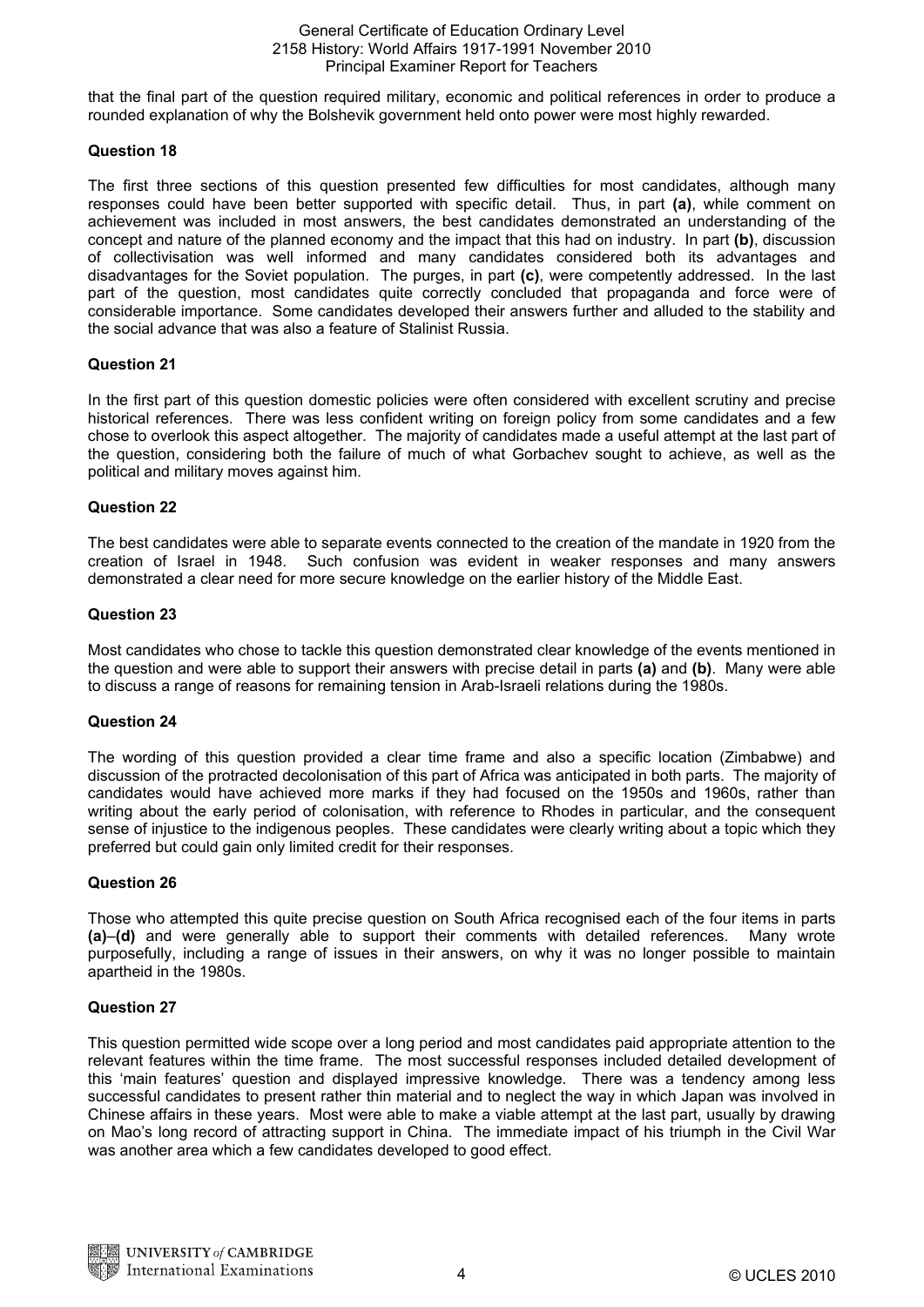that the final part of the question required military, economic and political references in order to produce a rounded explanation of why the Bolshevik government held onto power were most highly rewarded.

### Question 18

The first three sections of this question presented few difficulties for most candidates, although many responses could have been better supported with specific detail. Thus, in part **(a)**, while comment on achievement was included in most answers, the best candidates demonstrated an understanding of the concept and nature of the planned economy and the impact that this had on industry. In part **(b)**, discussion of collectivisation was well informed and many candidates considered both its advantages and disadvantages for the Soviet population. The purges, in part **(c)**, were competently addressed. In the last part of the question, most candidates quite correctly concluded that propaganda and force were of considerable importance. Some candidates developed their answers further and alluded to the stability and the social advance that was also a feature of Stalinist Russia.

### Question 21

In the first part of this question domestic policies were often considered with excellent scrutiny and precise historical references. There was less confident writing on foreign policy from some candidates and a few chose to overlook this aspect altogether. The majority of candidates made a useful attempt at the last part of the question, considering both the failure of much of what Gorbachev sought to achieve, as well as the political and military moves against him.

### Question 22

The best candidates were able to separate events connected to the creation of the mandate in 1920 from the creation of Israel in 1948. Such confusion was evident in weaker responses and many answers demonstrated a clear need for more secure knowledge on the earlier history of the Middle East.

### Question 23

Most candidates who chose to tackle this question demonstrated clear knowledge of the events mentioned in the question and were able to support their answers with precise detail in parts **(a)** and **(b)**. Many were able to discuss a range of reasons for remaining tension in Arab-Israeli relations during the 1980s.

### Question 24

The wording of this question provided a clear time frame and also a specific location (Zimbabwe) and discussion of the protracted decolonisation of this part of Africa was anticipated in both parts. The majority of candidates would have achieved more marks if they had focused on the 1950s and 1960s, rather than writing about the early period of colonisation, with reference to Rhodes in particular, and the consequent sense of injustice to the indigenous peoples. These candidates were clearly writing about a topic which they preferred but could gain only limited credit for their responses.

### Question 26

Those who attempted this quite precise question on South Africa recognised each of the four items in parts **(a)**–**(d)** and were generally able to support their comments with detailed references. Many wrote purposefully, including a range of issues in their answers, on why it was no longer possible to maintain apartheid in the 1980s.

### Question 27

This question permitted wide scope over a long period and most candidates paid appropriate attention to the relevant features within the time frame. The most successful responses included detailed development of this 'main features' question and displayed impressive knowledge. There was a tendency among less successful candidates to present rather thin material and to neglect the way in which Japan was involved in Chinese affairs in these years. Most were able to make a viable attempt at the last part, usually by drawing on Mao's long record of attracting support in China. The immediate impact of his triumph in the Civil War was another area which a few candidates developed to good effect.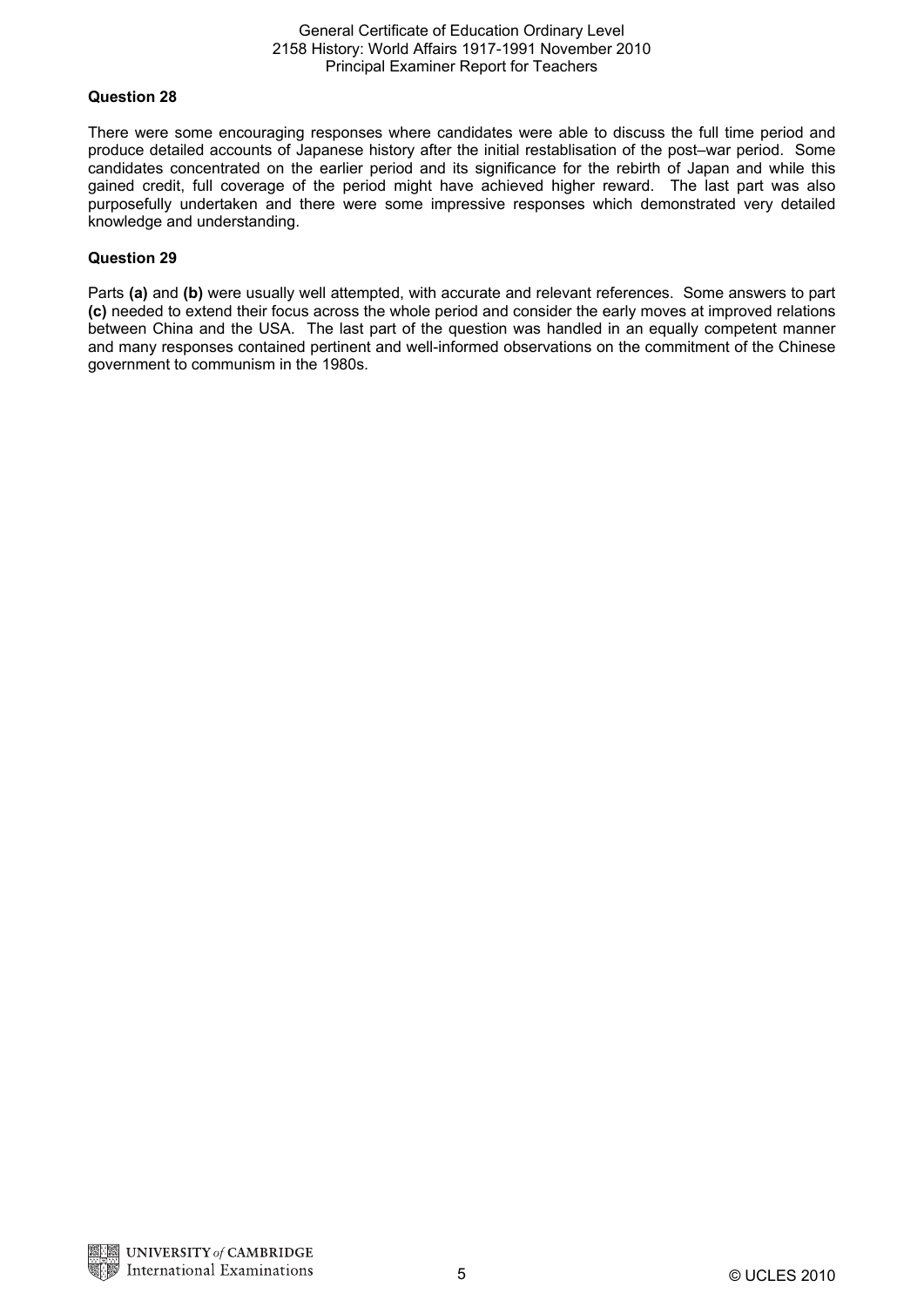### Question 28

There were some encouraging responses where candidates were able to discuss the full time period and produce detailed accounts of Japanese history after the initial restablisation of the post–war period. Some candidates concentrated on the earlier period and its significance for the rebirth of Japan and while this gained credit, full coverage of the period might have achieved higher reward. The last part was also purposefully undertaken and there were some impressive responses which demonstrated very detailed knowledge and understanding.

### Question 29

Parts **(a)** and **(b)** were usually well attempted, with accurate and relevant references. Some answers to part **(c)** needed to extend their focus across the whole period and consider the early moves at improved relations between China and the USA. The last part of the question was handled in an equally competent manner and many responses contained pertinent and well-informed observations on the commitment of the Chinese government to communism in the 1980s.